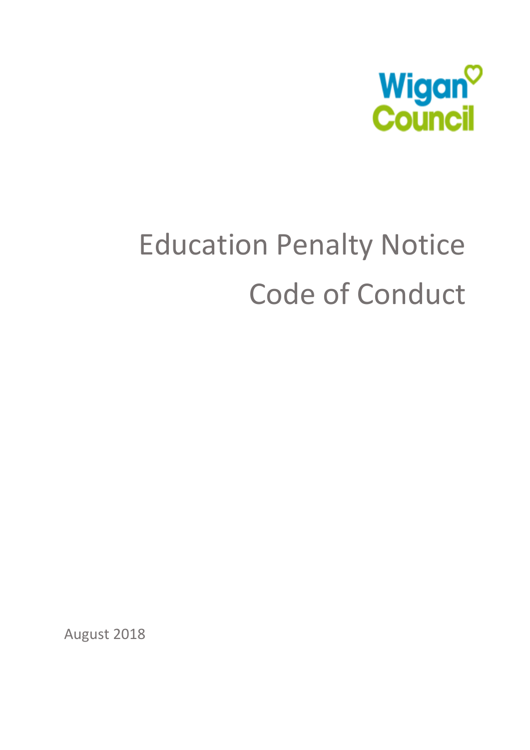Wigan Council

# Education Penalty Notice Code of Conduct

August 2018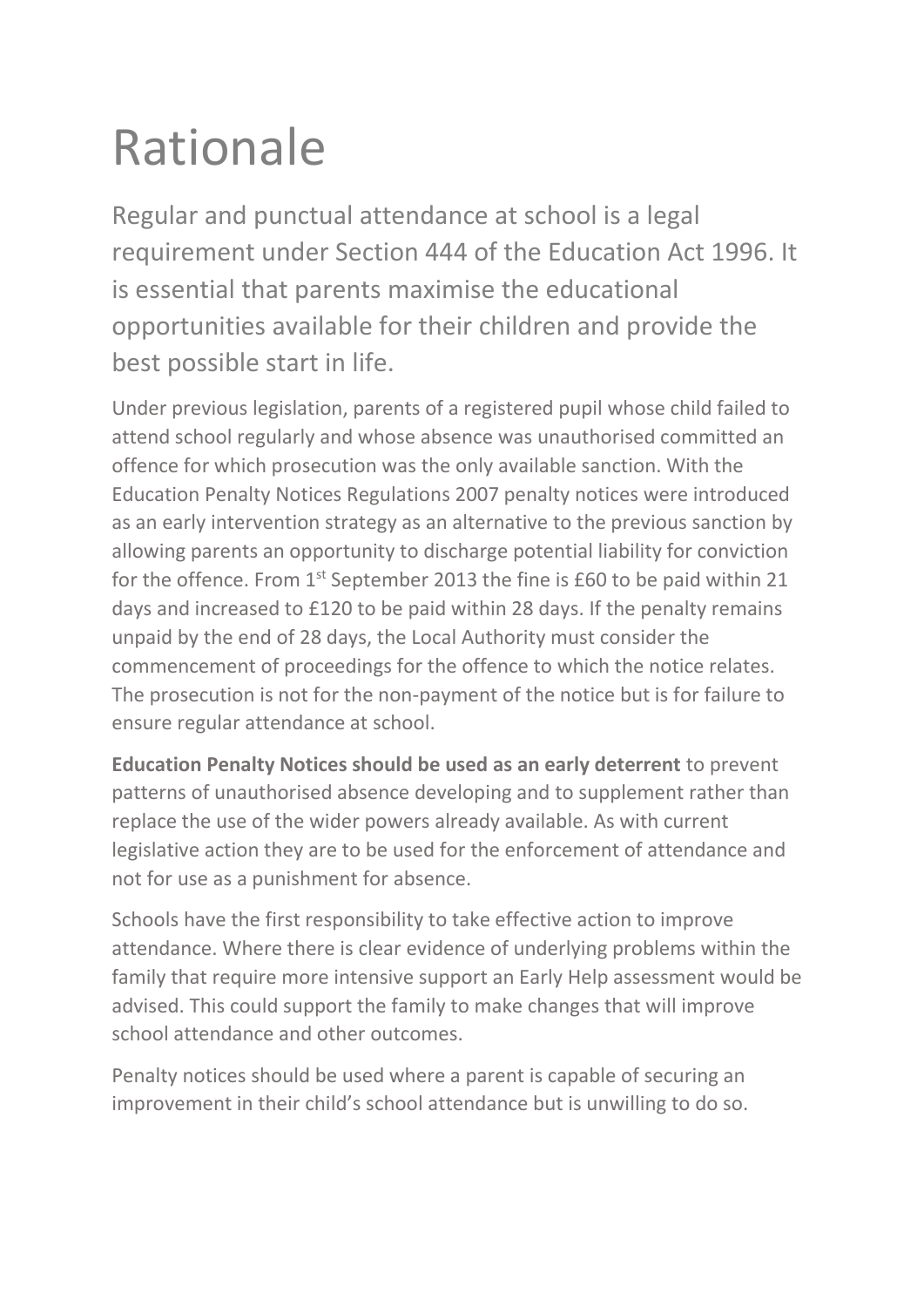# Rationale

Regular and punctual attendance at school is a legal requirement under Section 444 of the Education Act 1996. It is essential that parents maximise the educational opportunities available for their children and provide the best possible start in life.

Under previous legislation, parents of a registered pupil whose child failed to attend school regularly and whose absence was unauthorised committed an offence for which prosecution was the only available sanction. With the Education Penalty Notices Regulations 2007 penalty notices were introduced as an early intervention strategy as an alternative to the previous sanction by allowing parents an opportunity to discharge potential liability for conviction for the offence. From 1st September 2013 the fine is £60 to be paid within 21 days and increased to £120 to be paid within 28 days. If the penalty remains unpaid by the end of 28 days, the Local Authority must consider the commencement of proceedings for the offence to which the notice relates. The prosecution is not for the non-payment of the notice but is for failure to ensure regular attendance at school.

**Education Penalty Notices should be used as an early deterrent** to prevent patterns of unauthorised absence developing and to supplement rather than replace the use of the wider powers already available. As with current legislative action they are to be used for the enforcement of attendance and not for use as a punishment for absence.

Schools have the first responsibility to take effective action to improve attendance. Where there is clear evidence of underlying problems within the family that require more intensive support an Early Help assessment would be advised. This could support the family to make changes that will improve school attendance and other outcomes.

Penalty notices should be used where a parent is capable of securing an improvement in their child's school attendance but is unwilling to do so.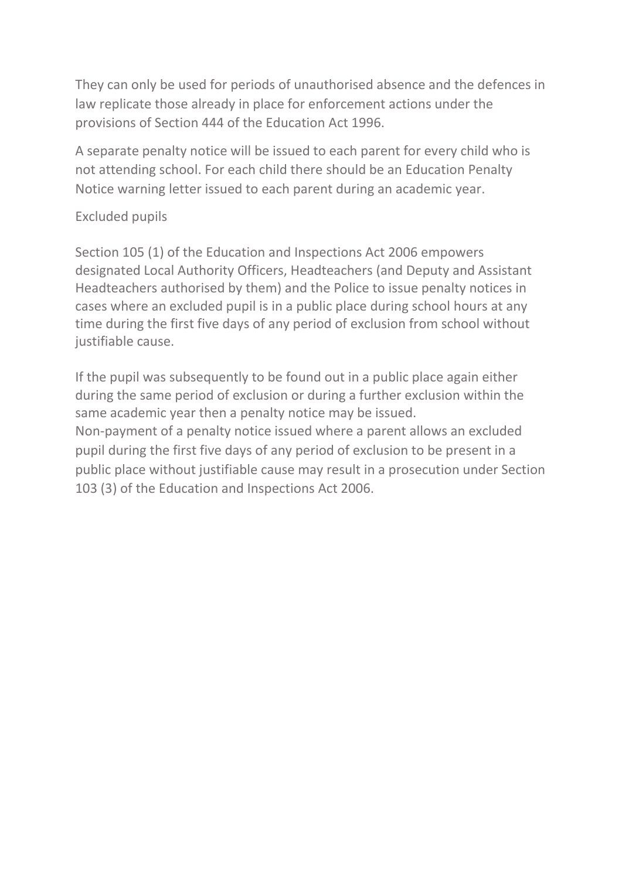They can only be used for periods of unauthorised absence and the defences in law replicate those already in place for enforcement actions under the provisions of Section 444 of the Education Act 1996.

A separate penalty notice will be issued to each parent for every child who is not attending school. For each child there should be an Education Penalty Notice warning letter issued to each parent during an academic year.

## Excluded pupils

Section 105 (1) of the Education and Inspections Act 2006 empowers designated Local Authority Officers, Headteachers (and Deputy and Assistant Headteachers authorised by them) and the Police to issue penalty notices in cases where an excluded pupil is in a public place during school hours at any time during the first five days of any period of exclusion from school without justifiable cause.

If the pupil was subsequently to be found out in a public place again either during the same period of exclusion or during a further exclusion within the same academic year then a penalty notice may be issued.
Non-payment of a penalty notice issued where a parent allows an excluded pupil during the first five days of any period of exclusion to be present in a public place without justifiable cause may result in a prosecution under Section 103 (3) of the Education and Inspections Act 2006.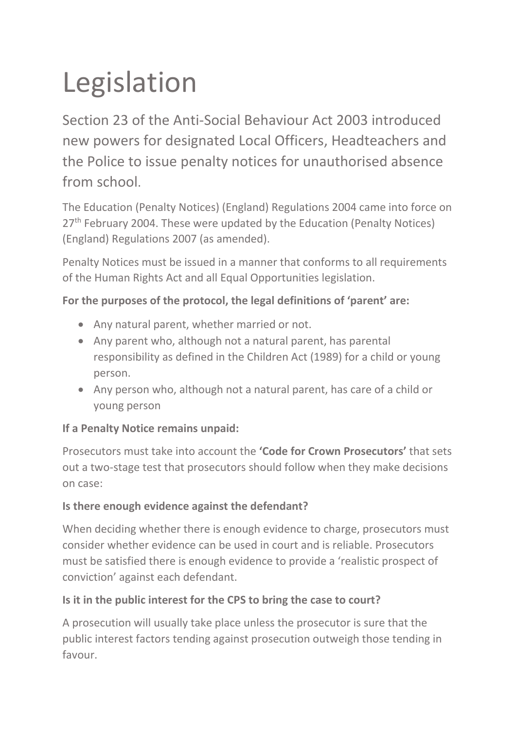# Legislation

Section 23 of the Anti-Social Behaviour Act 2003 introduced new powers for designated Local Officers, Headteachers and the Police to issue penalty notices for unauthorised absence from school.

The Education (Penalty Notices) (England) Regulations 2004 came into force on 27th February 2004. These were updated by the Education (Penalty Notices) (England) Regulations 2007 (as amended).

Penalty Notices must be issued in a manner that conforms to all requirements of the Human Rights Act and all Equal Opportunities legislation.

**For the purposes of the protocol, the legal definitions of 'parent' are:**

- Any natural parent, whether married or not.
- Any parent who, although not a natural parent, has parental responsibility as defined in the Children Act (1989) for a child or young person.
- Any person who, although not a natural parent, has care of a child or young person

**If a Penalty Notice remains unpaid:**

Prosecutors must take into account the **'Code for Crown Prosecutors'** that sets out a two-stage test that prosecutors should follow when they make decisions on case:

**Is there enough evidence against the defendant?**

When deciding whether there is enough evidence to charge, prosecutors must consider whether evidence can be used in court and is reliable. Prosecutors must be satisfied there is enough evidence to provide a 'realistic prospect of conviction' against each defendant.

**Is it in the public interest for the CPS to bring the case to court?**

A prosecution will usually take place unless the prosecutor is sure that the public interest factors tending against prosecution outweigh those tending in favour.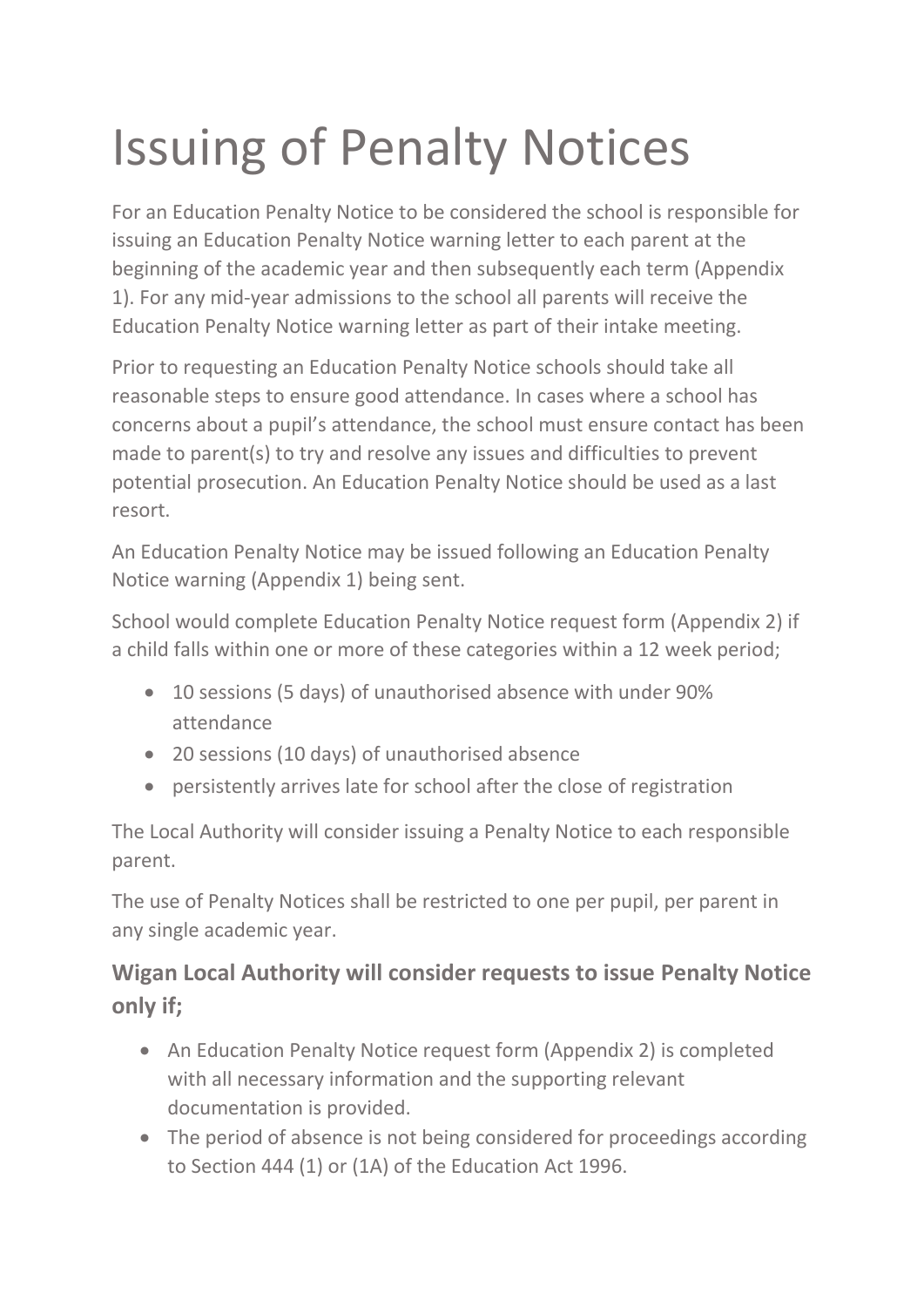# Issuing of Penalty Notices

For an Education Penalty Notice to be considered the school is responsible for issuing an Education Penalty Notice warning letter to each parent at the beginning of the academic year and then subsequently each term (Appendix 1). For any mid-year admissions to the school all parents will receive the Education Penalty Notice warning letter as part of their intake meeting.

Prior to requesting an Education Penalty Notice schools should take all reasonable steps to ensure good attendance. In cases where a school has concerns about a pupil's attendance, the school must ensure contact has been made to parent(s) to try and resolve any issues and difficulties to prevent potential prosecution. An Education Penalty Notice should be used as a last resort.

An Education Penalty Notice may be issued following an Education Penalty Notice warning (Appendix 1) being sent.

School would complete Education Penalty Notice request form (Appendix 2) if a child falls within one or more of these categories within a 12 week period;

- 10 sessions (5 days) of unauthorised absence with under 90% attendance
- 20 sessions (10 days) of unauthorised absence
- persistently arrives late for school after the close of registration

The Local Authority will consider issuing a Penalty Notice to each responsible parent.

The use of Penalty Notices shall be restricted to one per pupil, per parent in any single academic year.

### Wigan Local Authority will consider requests to issue Penalty Notice only if;

- An Education Penalty Notice request form (Appendix 2) is completed with all necessary information and the supporting relevant documentation is provided.
- The period of absence is not being considered for proceedings according to Section 444 (1) or (1A) of the Education Act 1996.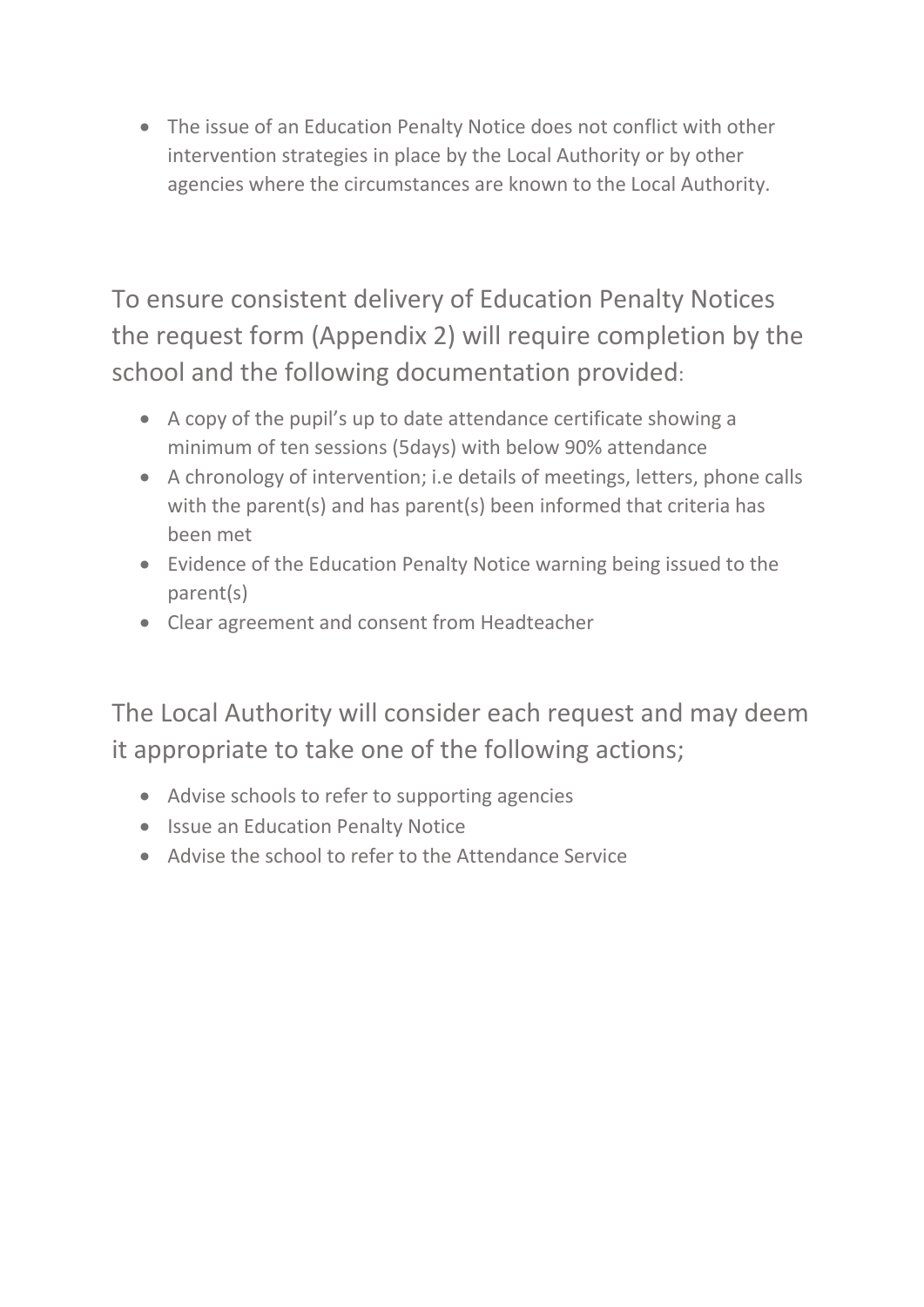- The issue of an Education Penalty Notice does not conflict with other intervention strategies in place by the Local Authority or by other agencies where the circumstances are known to the Local Authority.

To ensure consistent delivery of Education Penalty Notices the request form (Appendix 2) will require completion by the school and the following documentation provided:

- A copy of the pupil's up to date attendance certificate showing a minimum of ten sessions (5days) with below 90% attendance
- A chronology of intervention; i.e details of meetings, letters, phone calls with the parent(s) and has parent(s) been informed that criteria has been met
- Evidence of the Education Penalty Notice warning being issued to the parent(s)
- Clear agreement and consent from Headteacher

The Local Authority will consider each request and may deem it appropriate to take one of the following actions;

- Advise schools to refer to supporting agencies
- Issue an Education Penalty Notice
- Advise the school to refer to the Attendance Service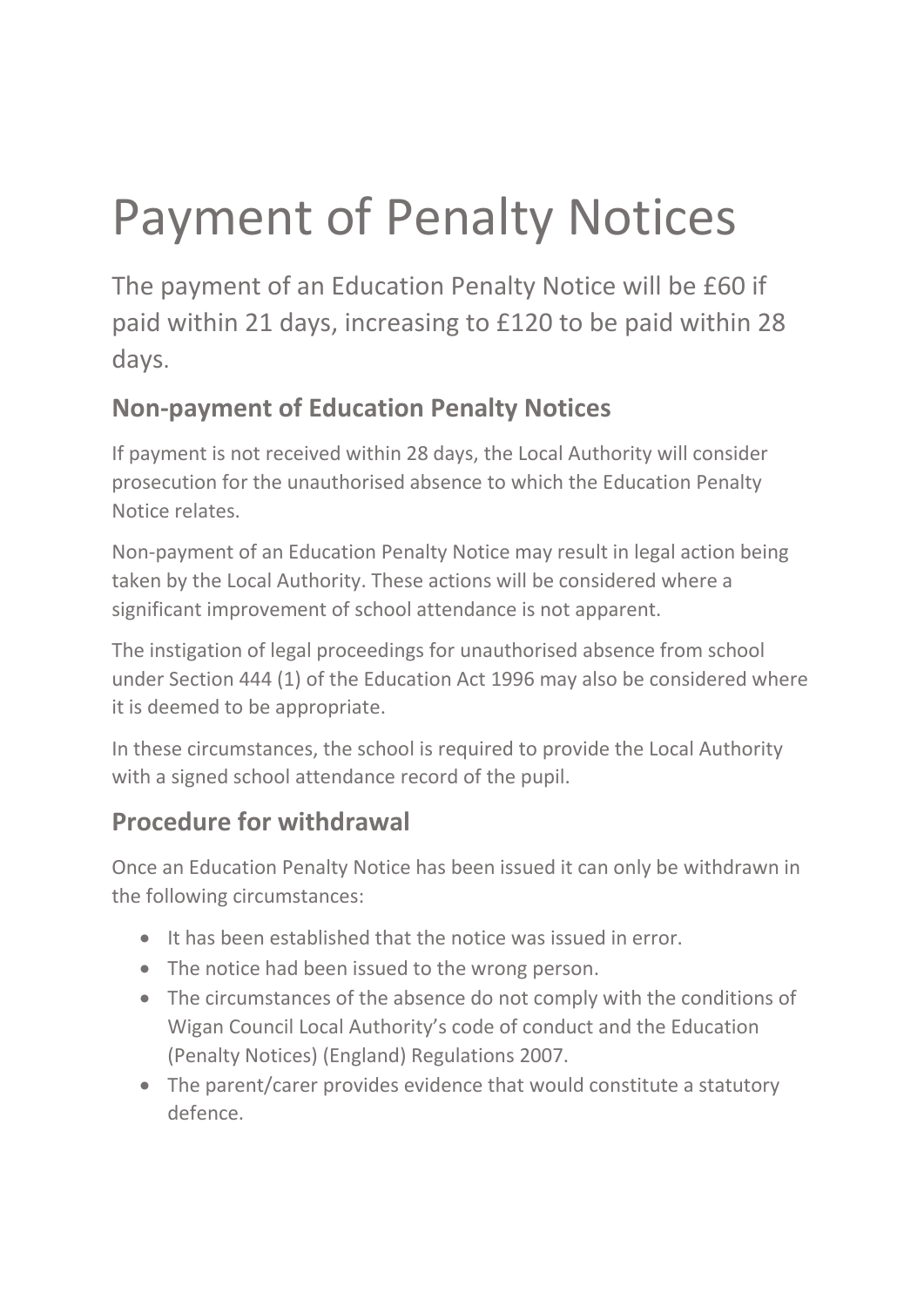# Payment of Penalty Notices

The payment of an Education Penalty Notice will be £60 if paid within 21 days, increasing to £120 to be paid within 28 days.

## Non-payment of Education Penalty Notices

If payment is not received within 28 days, the Local Authority will consider prosecution for the unauthorised absence to which the Education Penalty Notice relates.

Non-payment of an Education Penalty Notice may result in legal action being taken by the Local Authority. These actions will be considered where a significant improvement of school attendance is not apparent.

The instigation of legal proceedings for unauthorised absence from school under Section 444 (1) of the Education Act 1996 may also be considered where it is deemed to be appropriate.

In these circumstances, the school is required to provide the Local Authority with a signed school attendance record of the pupil.

## Procedure for withdrawal

Once an Education Penalty Notice has been issued it can only be withdrawn in the following circumstances:

- It has been established that the notice was issued in error.
- The notice had been issued to the wrong person.
- The circumstances of the absence do not comply with the conditions of Wigan Council Local Authority's code of conduct and the Education (Penalty Notices) (England) Regulations 2007.
- The parent/carer provides evidence that would constitute a statutory defence.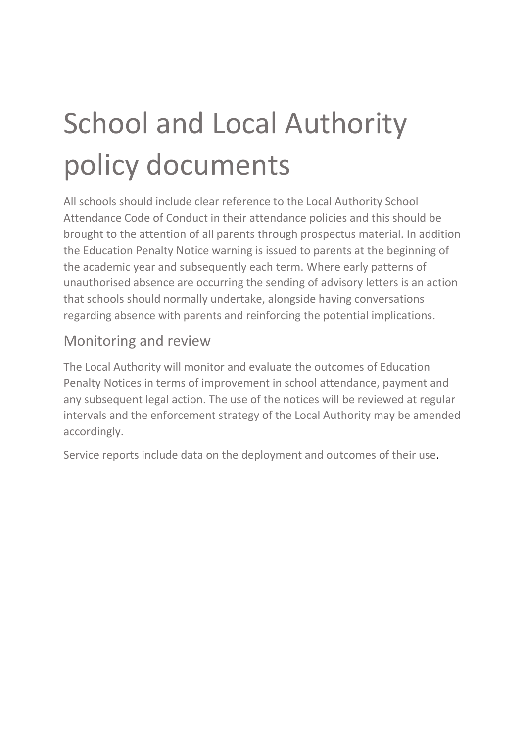# School and Local Authority policy documents

All schools should include clear reference to the Local Authority School Attendance Code of Conduct in their attendance policies and this should be brought to the attention of all parents through prospectus material. In addition the Education Penalty Notice warning is issued to parents at the beginning of the academic year and subsequently each term. Where early patterns of unauthorised absence are occurring the sending of advisory letters is an action that schools should normally undertake, alongside having conversations regarding absence with parents and reinforcing the potential implications.

## Monitoring and review

The Local Authority will monitor and evaluate the outcomes of Education Penalty Notices in terms of improvement in school attendance, payment and any subsequent legal action. The use of the notices will be reviewed at regular intervals and the enforcement strategy of the Local Authority may be amended accordingly.

Service reports include data on the deployment and outcomes of their use.